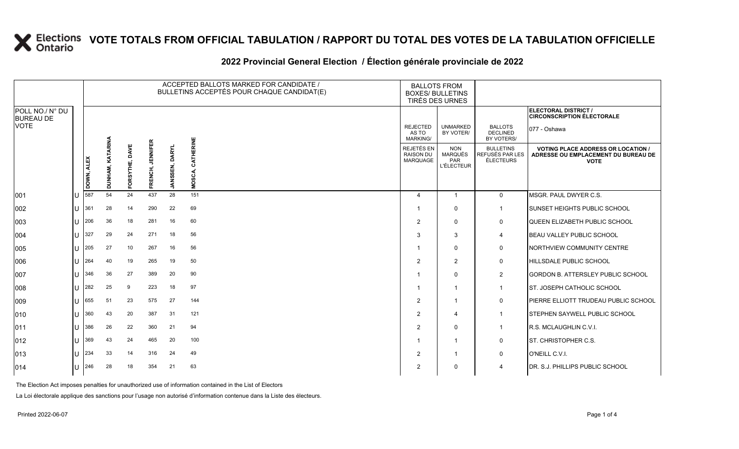# VOTE TOTALS FROM OFFICIAL TABULATION / RAPPORT DU TOTAL DES VOTES DE LA TABULATION OFFICIELLE

## 2022 Provincial General Election / Élection générale provinciale de 2022

**ELECTORAL DISTRICT / CIRCONSCRIPTION ÉLECTORALE:** 077 - Oshawa

| POLL NO./ N° DU BUREAU DE VOTE | | ACCEPTED BALLOTS MARKED FOR CANDIDATE / BULLETINS ACCEPTÉS POUR CHAQUE CANDIDAT(E) | | | | | | BALLOTS FROM BOXES/ BULLETINS TIRÉS DES URNES | | | |
|---|---|---|---|---|---|---|---|---|---|---|---|
| | | DOWN, ALEX | DUNHAM, KATARINA | FORSYTHE, DAVE | FRENCH, JENNIFER | JANSSEN, DARYL | MOSCA, CATHERINE | REJECTED AS TO MARKING/ REJETÉS EN RAISON DU MARQUAGE | UNMARKED BY VOTER/ NON MARQUÉS PAR L'ÉLECTEUR | BALLOTS DECLINED BY VOTERS/ BULLETINS REFUSÉS PAR LES ÉLECTEURS | VOTING PLACE ADDRESS OR LOCATION / ADRESSE OU EMPLACEMENT DU BUREAU DE VOTE |
| 001 | U | 587 | 54 | 24 | 437 | 28 | 151 | 4 | 1 | 0 | MSGR. PAUL DWYER C.S. |
| 002 | U | 361 | 28 | 14 | 290 | 22 | 69 | 1 | 0 | 1 | SUNSET HEIGHTS PUBLIC SCHOOL |
| 003 | U | 206 | 36 | 18 | 281 | 16 | 60 | 2 | 0 | 0 | QUEEN ELIZABETH PUBLIC SCHOOL |
| 004 | U | 327 | 29 | 24 | 271 | 18 | 56 | 3 | 3 | 4 | BEAU VALLEY PUBLIC SCHOOL |
| 005 | U | 205 | 27 | 10 | 267 | 16 | 56 | 1 | 0 | 0 | NORTHVIEW COMMUNITY CENTRE |
| 006 | U | 264 | 40 | 19 | 265 | 19 | 50 | 2 | 2 | 0 | HILLSDALE PUBLIC SCHOOL |
| 007 | U | 346 | 36 | 27 | 389 | 20 | 90 | 1 | 0 | 2 | GORDON B. ATTERSLEY PUBLIC SCHOOL |
| 008 | U | 282 | 25 | 9 | 223 | 18 | 97 | 1 | 1 | 1 | ST. JOSEPH CATHOLIC SCHOOL |
| 009 | U | 655 | 51 | 23 | 575 | 27 | 144 | 2 | 1 | 0 | PIERRE ELLIOTT TRUDEAU PUBLIC SCHOOL |
| 010 | U | 360 | 43 | 20 | 387 | 31 | 121 | 2 | 4 | 1 | STEPHEN SAYWELL PUBLIC SCHOOL |
| 011 | U | 386 | 26 | 22 | 360 | 21 | 94 | 2 | 0 | 1 | R.S. MCLAUGHLIN C.V.I. |
| 012 | U | 369 | 43 | 24 | 465 | 20 | 100 | 1 | 1 | 0 | ST. CHRISTOPHER C.S. |
| 013 | U | 234 | 33 | 14 | 316 | 24 | 49 | 2 | 1 | 0 | O'NEILL C.V.I. |
| 014 | U | 246 | 28 | 18 | 354 | 21 | 63 | 2 | 0 | 4 | DR. S.J. PHILLIPS PUBLIC SCHOOL |

The Election Act imposes penalties for unauthorized use of information contained in the List of Electors

La Loi électorale applique des sanctions pour l'usage non autorisé d'information contenue dans la Liste des électeurs.

Printed 2022-06-07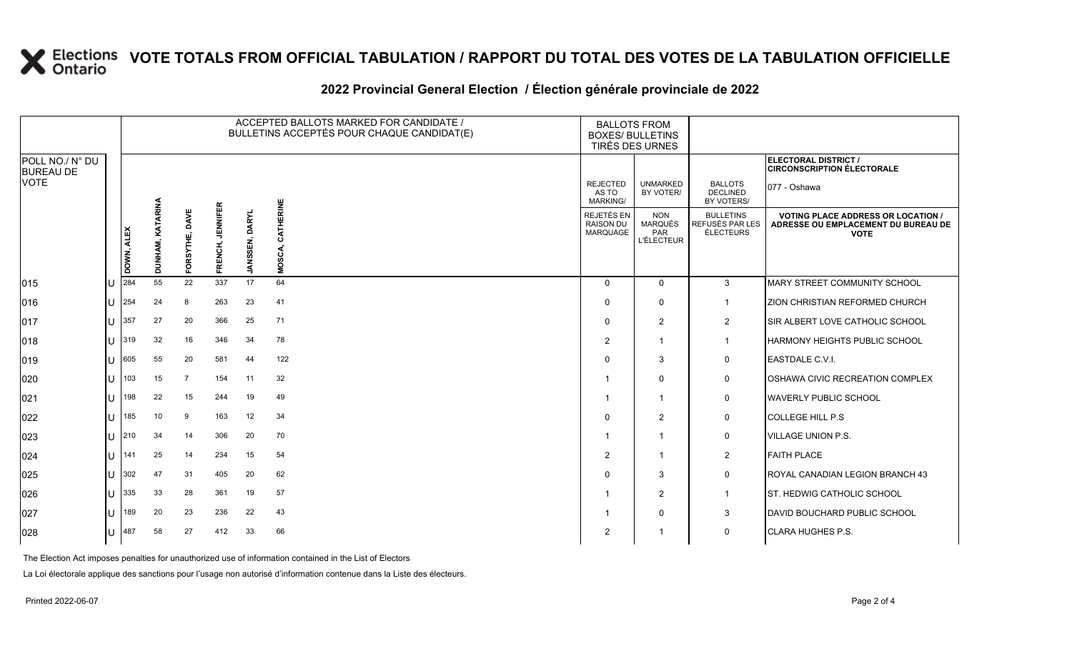# VOTE TOTALS FROM OFFICIAL TABULATION / RAPPORT DU TOTAL DES VOTES DE LA TABULATION OFFICIELLE

## 2022 Provincial General Election / Élection générale provinciale de 2022

**ELECTORAL DISTRICT / CIRCONSCRIPTION ÉLECTORALE:** 077 - Oshawa

| POLL NO./ N° DU BUREAU DE VOTE | | ACCEPTED BALLOTS MARKED FOR CANDIDATE / BULLETINS ACCEPTÉS POUR CHAQUE CANDIDAT(E) | | | | | | BALLOTS FROM BOXES/ BULLETINS TIRÉS DES URNES | | | |
|---|---|---|---|---|---|---|---|---|---|---|---|
| | | DOWN, ALEX | DUNHAM, KATARINA | FORSYTHE, DAVE | FRENCH, JENNIFER | JANSSEN, DARYL | MOSCA, CATHERINE | REJECTED AS TO MARKING/ REJETÉS EN RAISON DU MARQUAGE | UNMARKED BY VOTER/ NON MARQUÉS PAR L'ÉLECTEUR | BALLOTS DECLINED BY VOTERS/ BULLETINS REFUSÉS PAR LES ÉLECTEURS | VOTING PLACE ADDRESS OR LOCATION / ADRESSE OU EMPLACEMENT DU BUREAU DE VOTE |
| 015 | U | 284 | 55 | 22 | 337 | 17 | 64 | 0 | 0 | 3 | MARY STREET COMMUNITY SCHOOL |
| 016 | U | 254 | 24 | 8 | 263 | 23 | 41 | 0 | 0 | 1 | ZION CHRISTIAN REFORMED CHURCH |
| 017 | U | 357 | 27 | 20 | 366 | 25 | 71 | 0 | 2 | 2 | SIR ALBERT LOVE CATHOLIC SCHOOL |
| 018 | U | 319 | 32 | 16 | 346 | 34 | 78 | 2 | 1 | 1 | HARMONY HEIGHTS PUBLIC SCHOOL |
| 019 | U | 605 | 55 | 20 | 581 | 44 | 122 | 0 | 3 | 0 | EASTDALE C.V.I. |
| 020 | U | 103 | 15 | 7 | 154 | 11 | 32 | 1 | 0 | 0 | OSHAWA CIVIC RECREATION COMPLEX |
| 021 | U | 198 | 22 | 15 | 244 | 19 | 49 | 1 | 1 | 0 | WAVERLY PUBLIC SCHOOL |
| 022 | U | 185 | 10 | 9 | 163 | 12 | 34 | 0 | 2 | 0 | COLLEGE HILL P.S |
| 023 | U | 210 | 34 | 14 | 306 | 20 | 70 | 1 | 1 | 0 | VILLAGE UNION P.S. |
| 024 | U | 141 | 25 | 14 | 234 | 15 | 54 | 2 | 1 | 2 | FAITH PLACE |
| 025 | U | 302 | 47 | 31 | 405 | 20 | 62 | 0 | 3 | 0 | ROYAL CANADIAN LEGION BRANCH 43 |
| 026 | U | 335 | 33 | 28 | 361 | 19 | 57 | 1 | 2 | 1 | ST. HEDWIG CATHOLIC SCHOOL |
| 027 | U | 189 | 20 | 23 | 236 | 22 | 43 | 1 | 0 | 3 | DAVID BOUCHARD PUBLIC SCHOOL |
| 028 | U | 487 | 58 | 27 | 412 | 33 | 66 | 2 | 1 | 0 | CLARA HUGHES P.S. |

The Election Act imposes penalties for unauthorized use of information contained in the List of Electors

La Loi électorale applique des sanctions pour l'usage non autorisé d'information contenue dans la Liste des électeurs.

Printed 2022-06-07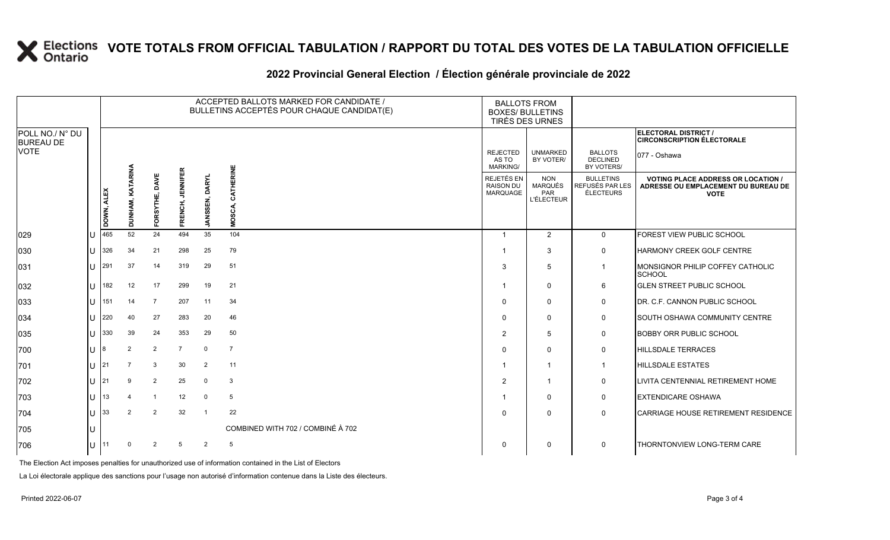# VOTE TOTALS FROM OFFICIAL TABULATION / RAPPORT DU TOTAL DES VOTES DE LA TABULATION OFFICIELLE

## 2022 Provincial General Election / Élection générale provinciale de 2022

| POLL NO./ N° DU BUREAU DE VOTE | | ACCEPTED BALLOTS MARKED FOR CANDIDATE / BULLETINS ACCEPTÉS POUR CHAQUE CANDIDAT(E) | | | | | | BALLOTS FROM BOXES/ BULLETINS TIRÉS DES URNES | | | ELECTORAL DISTRICT / CIRCONSCRIPTION ÉLECTORALE 077 - Oshawa |
|---|---|---|---|---|---|---|---|---|---|---|---|
| | | DOWN, ALEX | DUNHAM, KATARINA | FORSYTHE, DAVE | FRENCH, JENNIFER | JANSSEN, DARYL | MOSCA, CATHERINE | REJECTED AS TO MARKING/ REJETÉS EN RAISON DU MARQUAGE | UNMARKED BY VOTER/ NON MARQUÉS PAR L'ÉLECTEUR | BALLOTS DECLINED BY VOTERS/ BULLETINS REFUSÉS PAR LES ÉLECTEURS | VOTING PLACE ADDRESS OR LOCATION / ADRESSE OU EMPLACEMENT DU BUREAU DE VOTE |
| 029 | U | 465 | 52 | 24 | 494 | 35 | 104 | 1 | 2 | 0 | FOREST VIEW PUBLIC SCHOOL |
| 030 | U | 326 | 34 | 21 | 298 | 25 | 79 | 1 | 3 | 0 | HARMONY CREEK GOLF CENTRE |
| 031 | U | 291 | 37 | 14 | 319 | 29 | 51 | 3 | 5 | 1 | MONSIGNOR PHILIP COFFEY CATHOLIC SCHOOL |
| 032 | U | 182 | 12 | 17 | 299 | 19 | 21 | 1 | 0 | 6 | GLEN STREET PUBLIC SCHOOL |
| 033 | U | 151 | 14 | 7 | 207 | 11 | 34 | 0 | 0 | 0 | DR. C.F. CANNON PUBLIC SCHOOL |
| 034 | U | 220 | 40 | 27 | 283 | 20 | 46 | 0 | 0 | 0 | SOUTH OSHAWA COMMUNITY CENTRE |
| 035 | U | 330 | 39 | 24 | 353 | 29 | 50 | 2 | 5 | 0 | BOBBY ORR PUBLIC SCHOOL |
| 700 | U | 8 | 2 | 2 | 7 | 0 | 7 | 0 | 0 | 0 | HILLSDALE TERRACES |
| 701 | U | 21 | 7 | 3 | 30 | 2 | 11 | 1 | 1 | 1 | HILLSDALE ESTATES |
| 702 | U | 21 | 9 | 2 | 25 | 0 | 3 | 2 | 1 | 0 | LIVITA CENTENNIAL RETIREMENT HOME |
| 703 | U | 13 | 4 | 1 | 12 | 0 | 5 | 1 | 0 | 0 | EXTENDICARE OSHAWA |
| 704 | U | 33 | 2 | 2 | 32 | 1 | 22 | 0 | 0 | 0 | CARRIAGE HOUSE RETIREMENT RESIDENCE |
| 705 | U | COMBINED WITH 702 / COMBINÉ À 702 | | | | | | | | | |
| 706 | U | 11 | 0 | 2 | 5 | 2 | 5 | 0 | 0 | 0 | THORNTONVIEW LONG-TERM CARE |

The Election Act imposes penalties for unauthorized use of information contained in the List of Electors

La Loi électorale applique des sanctions pour l'usage non autorisé d'information contenue dans la Liste des électeurs.

Printed 2022-06-07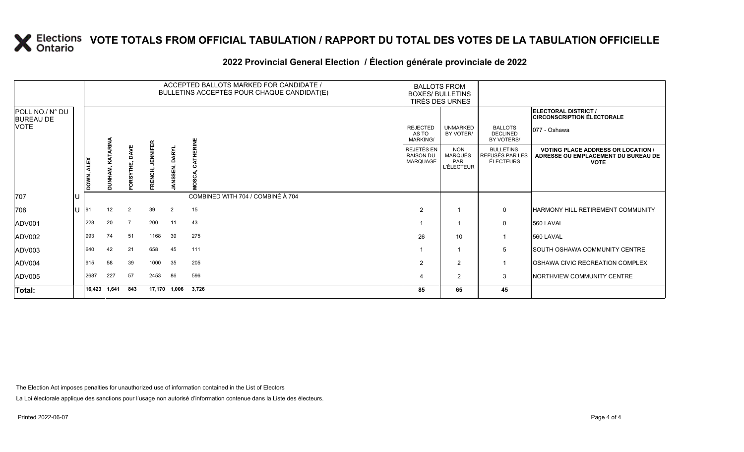# VOTE TOTALS FROM OFFICIAL TABULATION / RAPPORT DU TOTAL DES VOTES DE LA TABULATION OFFICIELLE

## 2022 Provincial General Election / Élection générale provinciale de 2022

| | | ACCEPTED BALLOTS MARKED FOR CANDIDATE / BULLETINS ACCEPTÉS POUR CHAQUE CANDIDAT(E) | | | | | | BALLOTS FROM BOXES/ BULLETINS TIRÉS DES URNES | | | ELECTORAL DISTRICT / CIRCONSCRIPTION ÉLECTORALE 077 - Oshawa |
|---|---|---|---|---|---|---|---|---|---|---|---|
| POLL NO./ N° DU BUREAU DE VOTE | | DOWN, ALEX | DUNHAM, KATARINA | FORSYTHE, DAVE | FRENCH, JENNIFER | JANSSEN, DARYL | MOSCA, CATHERINE | REJECTED AS TO MARKING/ REJETÉS EN RAISON DU MARQUAGE | UNMARKED BY VOTER/ NON MARQUÉS PAR L'ÉLECTEUR | BALLOTS DECLINED BY VOTERS/ BULLETINS REFUSÉS PAR LES ÉLECTEURS | VOTING PLACE ADDRESS OR LOCATION / ADRESSE OU EMPLACEMENT DU BUREAU DE VOTE |
| 707 | U | COMBINED WITH 704 / COMBINÉ À 704 | | | | | | | | | |
| 708 | U | 91 | 12 | 2 | 39 | 2 | 15 | 2 | 1 | 0 | HARMONY HILL RETIREMENT COMMUNITY |
| ADV001 | | 228 | 20 | 7 | 200 | 11 | 43 | 1 | 1 | 0 | 560 LAVAL |
| ADV002 | | 993 | 74 | 51 | 1168 | 39 | 275 | 26 | 10 | 1 | 560 LAVAL |
| ADV003 | | 640 | 42 | 21 | 658 | 45 | 111 | 1 | 1 | 5 | SOUTH OSHAWA COMMUNITY CENTRE |
| ADV004 | | 915 | 58 | 39 | 1000 | 35 | 205 | 2 | 2 | 1 | OSHAWA CIVIC RECREATION COMPLEX |
| ADV005 | | 2687 | 227 | 57 | 2453 | 86 | 596 | 4 | 2 | 3 | NORTHVIEW COMMUNITY CENTRE |
| **Total:** | | **16,423** | **1,641** | **843** | **17,170** | **1,006** | **3,726** | **85** | **65** | **45** | |

The Election Act imposes penalties for unauthorized use of information contained in the List of Electors

La Loi électorale applique des sanctions pour l'usage non autorisé d'information contenue dans la Liste des électeurs.

Printed 2022-06-07